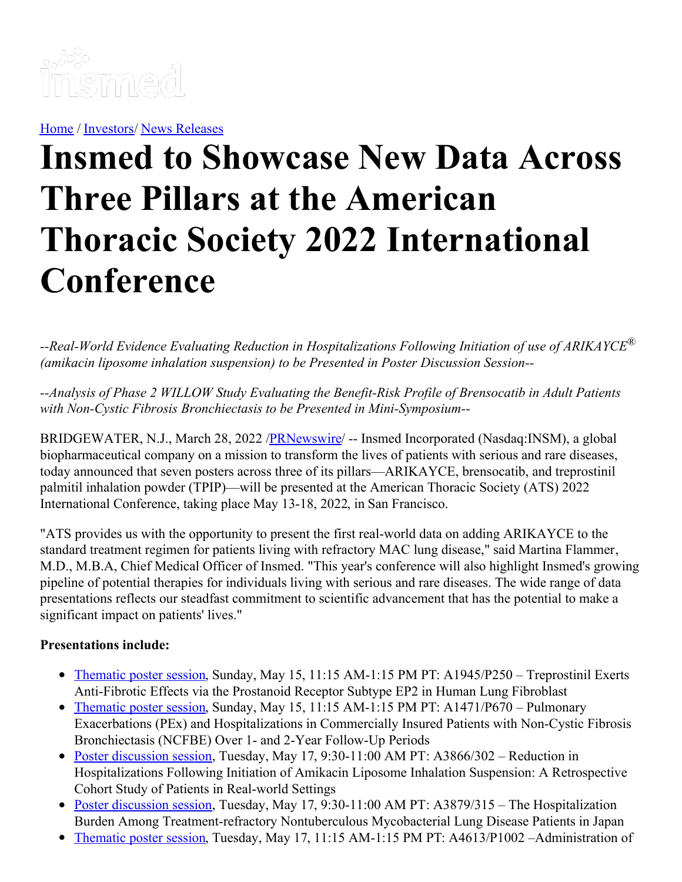[Home](#) / [Investors](#)/ [News Releases](#)

# Insmed to Showcase New Data Across Three Pillars at the American Thoracic Society 2022 International Conference

*--Real-World Evidence Evaluating Reduction in Hospitalizations Following Initiation of use of ARIKAYCE® (amikacin liposome inhalation suspension) to be Presented in Poster Discussion Session--*

*--Analysis of Phase 2 WILLOW Study Evaluating the Benefit-Risk Profile of Brensocatib in Adult Patients with Non-Cystic Fibrosis Bronchiectasis to be Presented in Mini-Symposium--*

BRIDGEWATER, N.J., March 28, 2022 /[PRNewswire](#)/ -- Insmed Incorporated (Nasdaq:INSM), a global biopharmaceutical company on a mission to transform the lives of patients with serious and rare diseases, today announced that seven posters across three of its pillars—ARIKAYCE, brensocatib, and treprostinil palmitil inhalation powder (TPIP)—will be presented at the American Thoracic Society (ATS) 2022 International Conference, taking place May 13-18, 2022, in San Francisco.

"ATS provides us with the opportunity to present the first real-world data on adding ARIKAYCE to the standard treatment regimen for patients living with refractory MAC lung disease," said Martina Flammer, M.D., M.B.A, Chief Medical Officer of Insmed. "This year's conference will also highlight Insmed's growing pipeline of potential therapies for individuals living with serious and rare diseases. The wide range of data presentations reflects our steadfast commitment to scientific advancement that has the potential to make a significant impact on patients' lives."

**Presentations include:**

- [Thematic poster session](#), Sunday, May 15, 11:15 AM-1:15 PM PT: A1945/P250 – Treprostinil Exerts Anti-Fibrotic Effects via the Prostanoid Receptor Subtype EP2 in Human Lung Fibroblast
- [Thematic poster session](#), Sunday, May 15, 11:15 AM-1:15 PM PT: A1471/P670 – Pulmonary Exacerbations (PEx) and Hospitalizations in Commercially Insured Patients with Non-Cystic Fibrosis Bronchiectasis (NCFBE) Over 1- and 2-Year Follow-Up Periods
- [Poster discussion session](#), Tuesday, May 17, 9:30-11:00 AM PT: A3866/302 – Reduction in Hospitalizations Following Initiation of Amikacin Liposome Inhalation Suspension: A Retrospective Cohort Study of Patients in Real-world Settings
- [Poster discussion session](#), Tuesday, May 17, 9:30-11:00 AM PT: A3879/315 – The Hospitalization Burden Among Treatment-refractory Nontuberculous Mycobacterial Lung Disease Patients in Japan
- [Thematic poster session](#), Tuesday, May 17, 11:15 AM-1:15 PM PT: A4613/P1002 –Administration of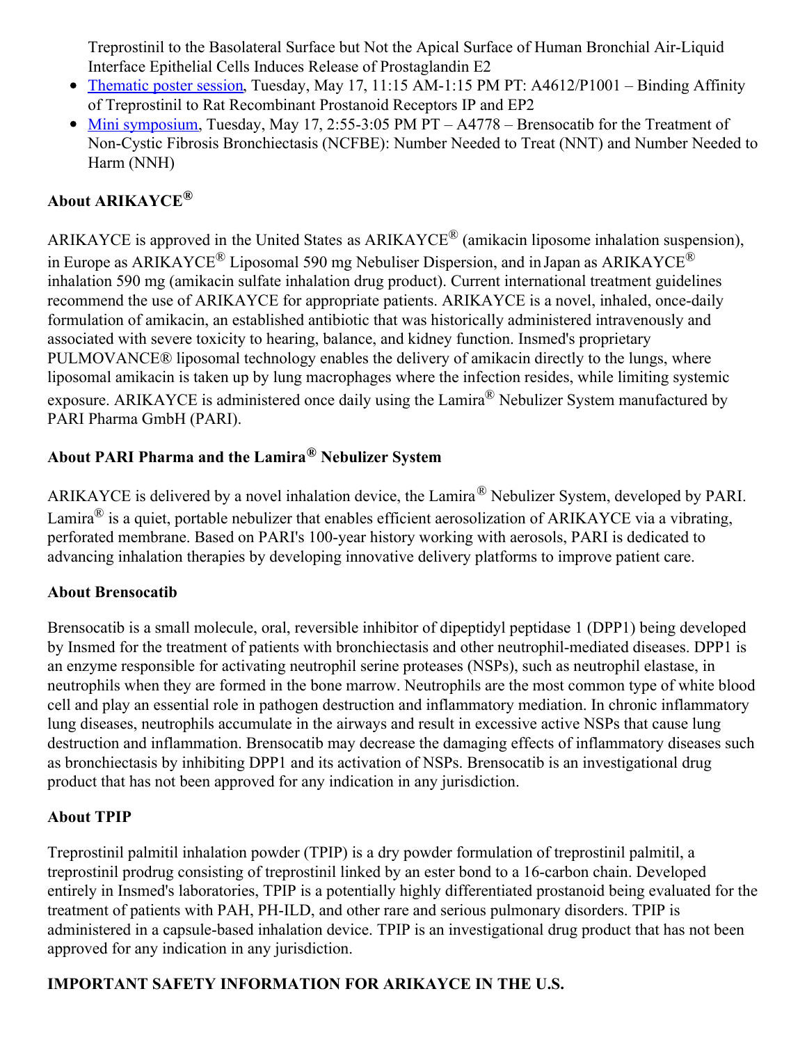Treprostinil to the Basolateral Surface but Not the Apical Surface of Human Bronchial Air-Liquid Interface Epithelial Cells Induces Release of Prostaglandin E2

- Thematic poster session, Tuesday, May 17, 11:15 AM-1:15 PM PT: A4612/P1001 – Binding Affinity of Treprostinil to Rat Recombinant Prostanoid Receptors IP and EP2
- Mini symposium, Tuesday, May 17, 2:55-3:05 PM PT – A4778 – Brensocatib for the Treatment of Non-Cystic Fibrosis Bronchiectasis (NCFBE): Number Needed to Treat (NNT) and Number Needed to Harm (NNH)

## About ARIKAYCE®

ARIKAYCE is approved in the United States as ARIKAYCE® (amikacin liposome inhalation suspension), in Europe as ARIKAYCE® Liposomal 590 mg Nebuliser Dispersion, and in Japan as ARIKAYCE® inhalation 590 mg (amikacin sulfate inhalation drug product). Current international treatment guidelines recommend the use of ARIKAYCE for appropriate patients. ARIKAYCE is a novel, inhaled, once-daily formulation of amikacin, an established antibiotic that was historically administered intravenously and associated with severe toxicity to hearing, balance, and kidney function. Insmed's proprietary PULMOVANCE® liposomal technology enables the delivery of amikacin directly to the lungs, where liposomal amikacin is taken up by lung macrophages where the infection resides, while limiting systemic exposure. ARIKAYCE is administered once daily using the Lamira® Nebulizer System manufactured by PARI Pharma GmbH (PARI).

## About PARI Pharma and the Lamira® Nebulizer System

ARIKAYCE is delivered by a novel inhalation device, the Lamira® Nebulizer System, developed by PARI. Lamira® is a quiet, portable nebulizer that enables efficient aerosolization of ARIKAYCE via a vibrating, perforated membrane. Based on PARI's 100-year history working with aerosols, PARI is dedicated to advancing inhalation therapies by developing innovative delivery platforms to improve patient care.

## About Brensocatib

Brensocatib is a small molecule, oral, reversible inhibitor of dipeptidyl peptidase 1 (DPP1) being developed by Insmed for the treatment of patients with bronchiectasis and other neutrophil-mediated diseases. DPP1 is an enzyme responsible for activating neutrophil serine proteases (NSPs), such as neutrophil elastase, in neutrophils when they are formed in the bone marrow. Neutrophils are the most common type of white blood cell and play an essential role in pathogen destruction and inflammatory mediation. In chronic inflammatory lung diseases, neutrophils accumulate in the airways and result in excessive active NSPs that cause lung destruction and inflammation. Brensocatib may decrease the damaging effects of inflammatory diseases such as bronchiectasis by inhibiting DPP1 and its activation of NSPs. Brensocatib is an investigational drug product that has not been approved for any indication in any jurisdiction.

## About TPIP

Treprostinil palmitil inhalation powder (TPIP) is a dry powder formulation of treprostinil palmitil, a treprostinil prodrug consisting of treprostinil linked by an ester bond to a 16-carbon chain. Developed entirely in Insmed's laboratories, TPIP is a potentially highly differentiated prostanoid being evaluated for the treatment of patients with PAH, PH-ILD, and other rare and serious pulmonary disorders. TPIP is administered in a capsule-based inhalation device. TPIP is an investigational drug product that has not been approved for any indication in any jurisdiction.

## IMPORTANT SAFETY INFORMATION FOR ARIKAYCE IN THE U.S.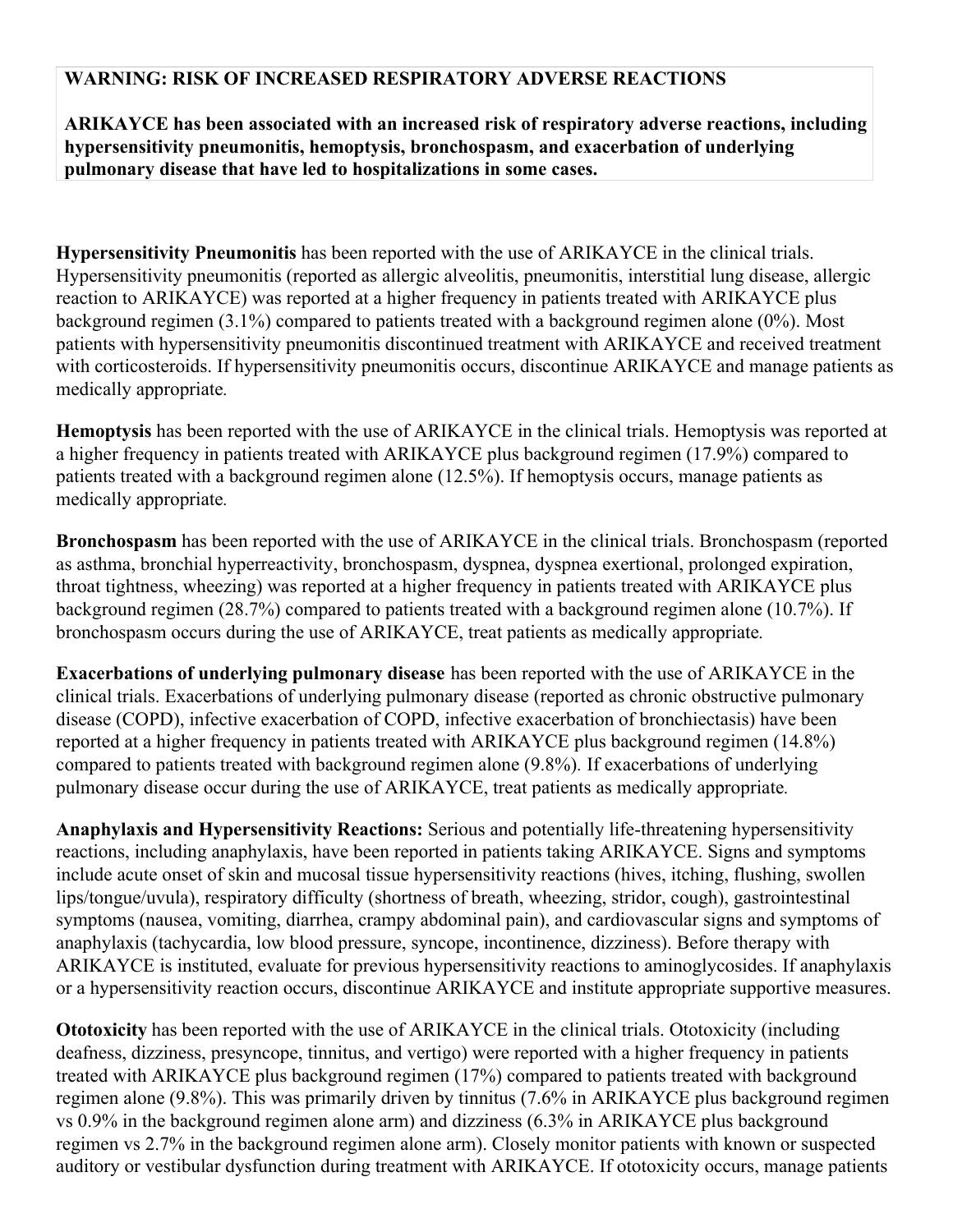**WARNING: RISK OF INCREASED RESPIRATORY ADVERSE REACTIONS**

**ARIKAYCE has been associated with an increased risk of respiratory adverse reactions, including hypersensitivity pneumonitis, hemoptysis, bronchospasm, and exacerbation of underlying pulmonary disease that have led to hospitalizations in some cases.**

**Hypersensitivity Pneumonitis** has been reported with the use of ARIKAYCE in the clinical trials. Hypersensitivity pneumonitis (reported as allergic alveolitis, pneumonitis, interstitial lung disease, allergic reaction to ARIKAYCE) was reported at a higher frequency in patients treated with ARIKAYCE plus background regimen (3.1%) compared to patients treated with a background regimen alone (0%). Most patients with hypersensitivity pneumonitis discontinued treatment with ARIKAYCE and received treatment with corticosteroids. If hypersensitivity pneumonitis occurs, discontinue ARIKAYCE and manage patients as medically appropriate.

**Hemoptysis** has been reported with the use of ARIKAYCE in the clinical trials. Hemoptysis was reported at a higher frequency in patients treated with ARIKAYCE plus background regimen (17.9%) compared to patients treated with a background regimen alone (12.5%). If hemoptysis occurs, manage patients as medically appropriate.

**Bronchospasm** has been reported with the use of ARIKAYCE in the clinical trials. Bronchospasm (reported as asthma, bronchial hyperreactivity, bronchospasm, dyspnea, dyspnea exertional, prolonged expiration, throat tightness, wheezing) was reported at a higher frequency in patients treated with ARIKAYCE plus background regimen (28.7%) compared to patients treated with a background regimen alone (10.7%). If bronchospasm occurs during the use of ARIKAYCE, treat patients as medically appropriate.

**Exacerbations of underlying pulmonary disease** has been reported with the use of ARIKAYCE in the clinical trials. Exacerbations of underlying pulmonary disease (reported as chronic obstructive pulmonary disease (COPD), infective exacerbation of COPD, infective exacerbation of bronchiectasis) have been reported at a higher frequency in patients treated with ARIKAYCE plus background regimen (14.8%) compared to patients treated with background regimen alone (9.8%). If exacerbations of underlying pulmonary disease occur during the use of ARIKAYCE, treat patients as medically appropriate.

**Anaphylaxis and Hypersensitivity Reactions:** Serious and potentially life-threatening hypersensitivity reactions, including anaphylaxis, have been reported in patients taking ARIKAYCE. Signs and symptoms include acute onset of skin and mucosal tissue hypersensitivity reactions (hives, itching, flushing, swollen lips/tongue/uvula), respiratory difficulty (shortness of breath, wheezing, stridor, cough), gastrointestinal symptoms (nausea, vomiting, diarrhea, crampy abdominal pain), and cardiovascular signs and symptoms of anaphylaxis (tachycardia, low blood pressure, syncope, incontinence, dizziness). Before therapy with ARIKAYCE is instituted, evaluate for previous hypersensitivity reactions to aminoglycosides. If anaphylaxis or a hypersensitivity reaction occurs, discontinue ARIKAYCE and institute appropriate supportive measures.

**Ototoxicity** has been reported with the use of ARIKAYCE in the clinical trials. Ototoxicity (including deafness, dizziness, presyncope, tinnitus, and vertigo) were reported with a higher frequency in patients treated with ARIKAYCE plus background regimen (17%) compared to patients treated with background regimen alone (9.8%). This was primarily driven by tinnitus (7.6% in ARIKAYCE plus background regimen vs 0.9% in the background regimen alone arm) and dizziness (6.3% in ARIKAYCE plus background regimen vs 2.7% in the background regimen alone arm). Closely monitor patients with known or suspected auditory or vestibular dysfunction during treatment with ARIKAYCE. If ototoxicity occurs, manage patients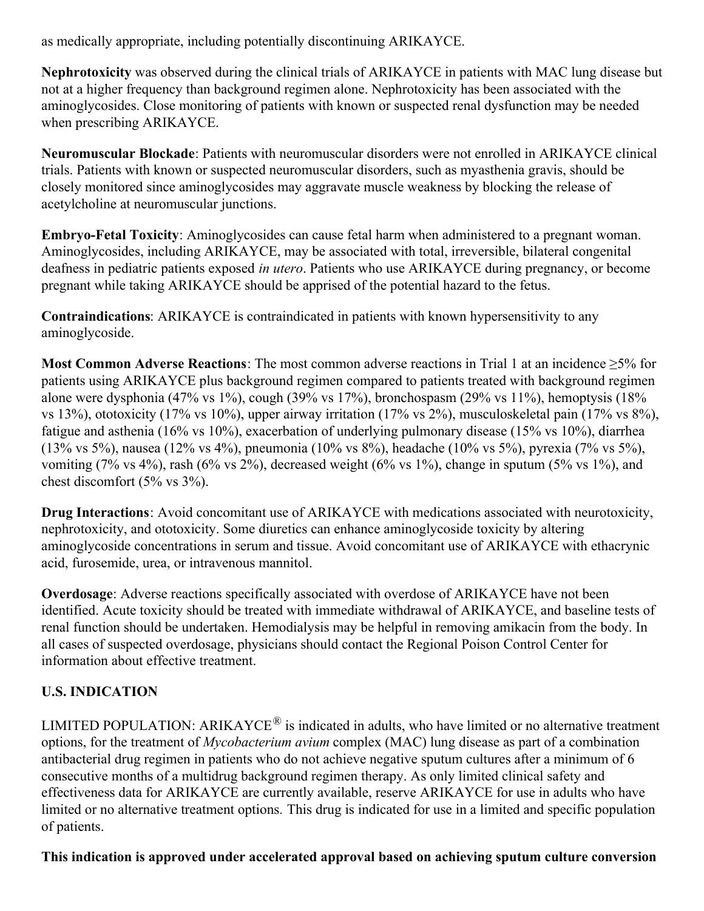as medically appropriate, including potentially discontinuing ARIKAYCE.

**Nephrotoxicity** was observed during the clinical trials of ARIKAYCE in patients with MAC lung disease but not at a higher frequency than background regimen alone. Nephrotoxicity has been associated with the aminoglycosides. Close monitoring of patients with known or suspected renal dysfunction may be needed when prescribing ARIKAYCE.

**Neuromuscular Blockade**: Patients with neuromuscular disorders were not enrolled in ARIKAYCE clinical trials. Patients with known or suspected neuromuscular disorders, such as myasthenia gravis, should be closely monitored since aminoglycosides may aggravate muscle weakness by blocking the release of acetylcholine at neuromuscular junctions.

**Embryo-Fetal Toxicity**: Aminoglycosides can cause fetal harm when administered to a pregnant woman. Aminoglycosides, including ARIKAYCE, may be associated with total, irreversible, bilateral congenital deafness in pediatric patients exposed *in utero*. Patients who use ARIKAYCE during pregnancy, or become pregnant while taking ARIKAYCE should be apprised of the potential hazard to the fetus.

**Contraindications**: ARIKAYCE is contraindicated in patients with known hypersensitivity to any aminoglycoside.

**Most Common Adverse Reactions**: The most common adverse reactions in Trial 1 at an incidence ≥5% for patients using ARIKAYCE plus background regimen compared to patients treated with background regimen alone were dysphonia (47% vs 1%), cough (39% vs 17%), bronchospasm (29% vs 11%), hemoptysis (18% vs 13%), ototoxicity (17% vs 10%), upper airway irritation (17% vs 2%), musculoskeletal pain (17% vs 8%), fatigue and asthenia (16% vs 10%), exacerbation of underlying pulmonary disease (15% vs 10%), diarrhea (13% vs 5%), nausea (12% vs 4%), pneumonia (10% vs 8%), headache (10% vs 5%), pyrexia (7% vs 5%), vomiting (7% vs 4%), rash (6% vs 2%), decreased weight (6% vs 1%), change in sputum (5% vs 1%), and chest discomfort (5% vs 3%).

**Drug Interactions**: Avoid concomitant use of ARIKAYCE with medications associated with neurotoxicity, nephrotoxicity, and ototoxicity. Some diuretics can enhance aminoglycoside toxicity by altering aminoglycoside concentrations in serum and tissue. Avoid concomitant use of ARIKAYCE with ethacrynic acid, furosemide, urea, or intravenous mannitol.

**Overdosage**: Adverse reactions specifically associated with overdose of ARIKAYCE have not been identified. Acute toxicity should be treated with immediate withdrawal of ARIKAYCE, and baseline tests of renal function should be undertaken. Hemodialysis may be helpful in removing amikacin from the body. In all cases of suspected overdosage, physicians should contact the Regional Poison Control Center for information about effective treatment.

## U.S. INDICATION

LIMITED POPULATION: ARIKAYCE® is indicated in adults, who have limited or no alternative treatment options, for the treatment of *Mycobacterium avium* complex (MAC) lung disease as part of a combination antibacterial drug regimen in patients who do not achieve negative sputum cultures after a minimum of 6 consecutive months of a multidrug background regimen therapy. As only limited clinical safety and effectiveness data for ARIKAYCE are currently available, reserve ARIKAYCE for use in adults who have limited or no alternative treatment options. This drug is indicated for use in a limited and specific population of patients.

**This indication is approved under accelerated approval based on achieving sputum culture conversion**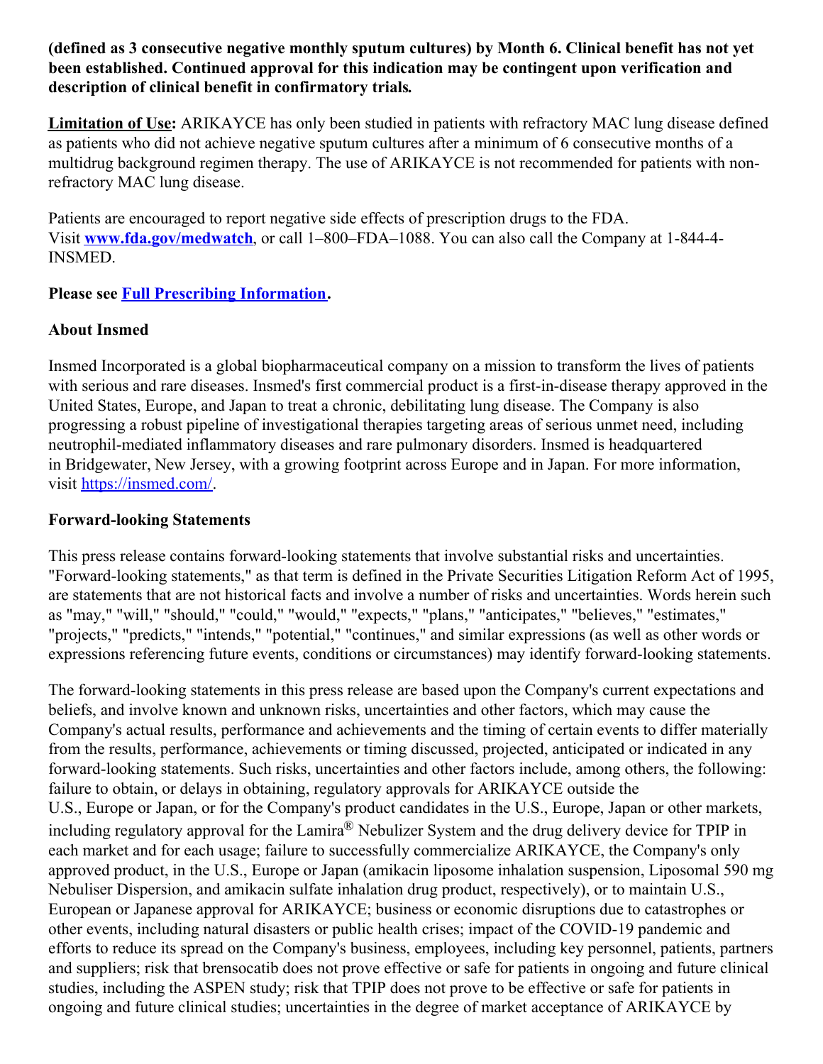**(defined as 3 consecutive negative monthly sputum cultures) by Month 6. Clinical benefit has not yet been established. Continued approval for this indication may be contingent upon verification and description of clinical benefit in confirmatory trials.**

**Limitation of Use:** ARIKAYCE has only been studied in patients with refractory MAC lung disease defined as patients who did not achieve negative sputum cultures after a minimum of 6 consecutive months of a multidrug background regimen therapy. The use of ARIKAYCE is not recommended for patients with non-refractory MAC lung disease.

Patients are encouraged to report negative side effects of prescription drugs to the FDA. Visit **www.fda.gov/medwatch**, or call 1–800–FDA–1088. You can also call the Company at 1-844-4-INSMED.

**Please see Full Prescribing Information.**

**About Insmed**

Insmed Incorporated is a global biopharmaceutical company on a mission to transform the lives of patients with serious and rare diseases. Insmed's first commercial product is a first-in-disease therapy approved in the United States, Europe, and Japan to treat a chronic, debilitating lung disease. The Company is also progressing a robust pipeline of investigational therapies targeting areas of serious unmet need, including neutrophil-mediated inflammatory diseases and rare pulmonary disorders. Insmed is headquartered in Bridgewater, New Jersey, with a growing footprint across Europe and in Japan. For more information, visit https://insmed.com/.

**Forward-looking Statements**

This press release contains forward-looking statements that involve substantial risks and uncertainties. "Forward-looking statements," as that term is defined in the Private Securities Litigation Reform Act of 1995, are statements that are not historical facts and involve a number of risks and uncertainties. Words herein such as "may," "will," "should," "could," "would," "expects," "plans," "anticipates," "believes," "estimates," "projects," "predicts," "intends," "potential," "continues," and similar expressions (as well as other words or expressions referencing future events, conditions or circumstances) may identify forward-looking statements.

The forward-looking statements in this press release are based upon the Company's current expectations and beliefs, and involve known and unknown risks, uncertainties and other factors, which may cause the Company's actual results, performance and achievements and the timing of certain events to differ materially from the results, performance, achievements or timing discussed, projected, anticipated or indicated in any forward-looking statements. Such risks, uncertainties and other factors include, among others, the following: failure to obtain, or delays in obtaining, regulatory approvals for ARIKAYCE outside the U.S., Europe or Japan, or for the Company's product candidates in the U.S., Europe, Japan or other markets, including regulatory approval for the Lamira® Nebulizer System and the drug delivery device for TPIP in each market and for each usage; failure to successfully commercialize ARIKAYCE, the Company's only approved product, in the U.S., Europe or Japan (amikacin liposome inhalation suspension, Liposomal 590 mg Nebuliser Dispersion, and amikacin sulfate inhalation drug product, respectively), or to maintain U.S., European or Japanese approval for ARIKAYCE; business or economic disruptions due to catastrophes or other events, including natural disasters or public health crises; impact of the COVID-19 pandemic and efforts to reduce its spread on the Company's business, employees, including key personnel, patients, partners and suppliers; risk that brensocatib does not prove effective or safe for patients in ongoing and future clinical studies, including the ASPEN study; risk that TPIP does not prove to be effective or safe for patients in ongoing and future clinical studies; uncertainties in the degree of market acceptance of ARIKAYCE by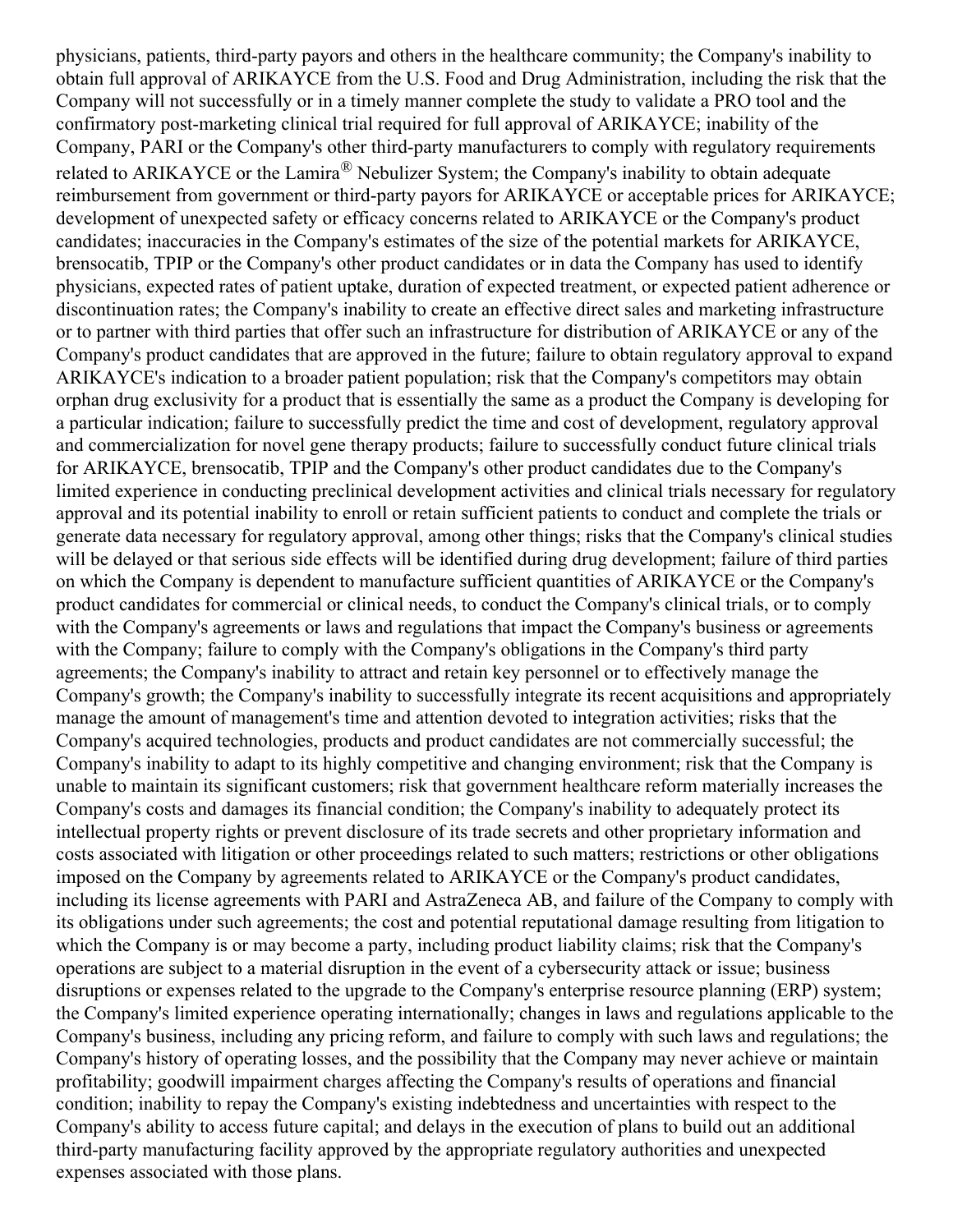physicians, patients, third-party payors and others in the healthcare community; the Company's inability to obtain full approval of ARIKAYCE from the U.S. Food and Drug Administration, including the risk that the Company will not successfully or in a timely manner complete the study to validate a PRO tool and the confirmatory post-marketing clinical trial required for full approval of ARIKAYCE; inability of the Company, PARI or the Company's other third-party manufacturers to comply with regulatory requirements related to ARIKAYCE or the Lamira® Nebulizer System; the Company's inability to obtain adequate reimbursement from government or third-party payors for ARIKAYCE or acceptable prices for ARIKAYCE; development of unexpected safety or efficacy concerns related to ARIKAYCE or the Company's product candidates; inaccuracies in the Company's estimates of the size of the potential markets for ARIKAYCE, brensocatib, TPIP or the Company's other product candidates or in data the Company has used to identify physicians, expected rates of patient uptake, duration of expected treatment, or expected patient adherence or discontinuation rates; the Company's inability to create an effective direct sales and marketing infrastructure or to partner with third parties that offer such an infrastructure for distribution of ARIKAYCE or any of the Company's product candidates that are approved in the future; failure to obtain regulatory approval to expand ARIKAYCE's indication to a broader patient population; risk that the Company's competitors may obtain orphan drug exclusivity for a product that is essentially the same as a product the Company is developing for a particular indication; failure to successfully predict the time and cost of development, regulatory approval and commercialization for novel gene therapy products; failure to successfully conduct future clinical trials for ARIKAYCE, brensocatib, TPIP and the Company's other product candidates due to the Company's limited experience in conducting preclinical development activities and clinical trials necessary for regulatory approval and its potential inability to enroll or retain sufficient patients to conduct and complete the trials or generate data necessary for regulatory approval, among other things; risks that the Company's clinical studies will be delayed or that serious side effects will be identified during drug development; failure of third parties on which the Company is dependent to manufacture sufficient quantities of ARIKAYCE or the Company's product candidates for commercial or clinical needs, to conduct the Company's clinical trials, or to comply with the Company's agreements or laws and regulations that impact the Company's business or agreements with the Company; failure to comply with the Company's obligations in the Company's third party agreements; the Company's inability to attract and retain key personnel or to effectively manage the Company's growth; the Company's inability to successfully integrate its recent acquisitions and appropriately manage the amount of management's time and attention devoted to integration activities; risks that the Company's acquired technologies, products and product candidates are not commercially successful; the Company's inability to adapt to its highly competitive and changing environment; risk that the Company is unable to maintain its significant customers; risk that government healthcare reform materially increases the Company's costs and damages its financial condition; the Company's inability to adequately protect its intellectual property rights or prevent disclosure of its trade secrets and other proprietary information and costs associated with litigation or other proceedings related to such matters; restrictions or other obligations imposed on the Company by agreements related to ARIKAYCE or the Company's product candidates, including its license agreements with PARI and AstraZeneca AB, and failure of the Company to comply with its obligations under such agreements; the cost and potential reputational damage resulting from litigation to which the Company is or may become a party, including product liability claims; risk that the Company's operations are subject to a material disruption in the event of a cybersecurity attack or issue; business disruptions or expenses related to the upgrade to the Company's enterprise resource planning (ERP) system; the Company's limited experience operating internationally; changes in laws and regulations applicable to the Company's business, including any pricing reform, and failure to comply with such laws and regulations; the Company's history of operating losses, and the possibility that the Company may never achieve or maintain profitability; goodwill impairment charges affecting the Company's results of operations and financial condition; inability to repay the Company's existing indebtedness and uncertainties with respect to the Company's ability to access future capital; and delays in the execution of plans to build out an additional third-party manufacturing facility approved by the appropriate regulatory authorities and unexpected expenses associated with those plans.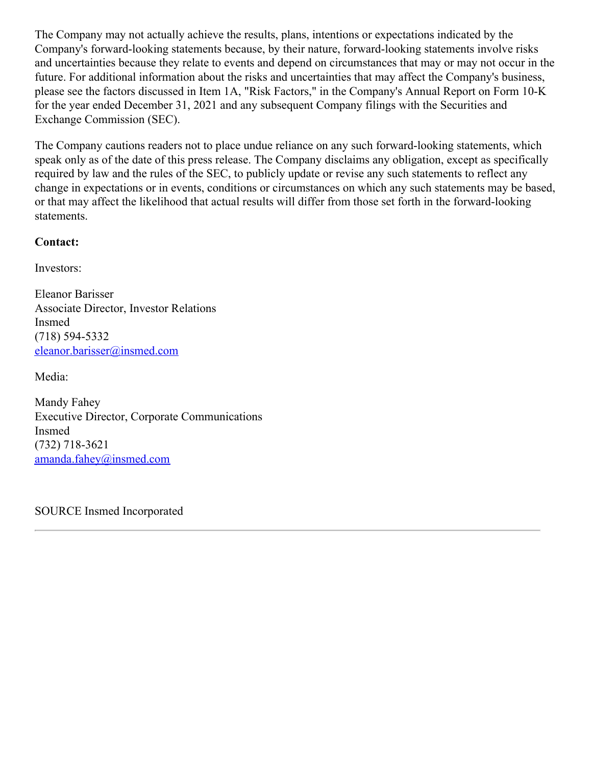The Company may not actually achieve the results, plans, intentions or expectations indicated by the Company's forward-looking statements because, by their nature, forward-looking statements involve risks and uncertainties because they relate to events and depend on circumstances that may or may not occur in the future. For additional information about the risks and uncertainties that may affect the Company's business, please see the factors discussed in Item 1A, "Risk Factors," in the Company's Annual Report on Form 10-K for the year ended December 31, 2021 and any subsequent Company filings with the Securities and Exchange Commission (SEC).

The Company cautions readers not to place undue reliance on any such forward-looking statements, which speak only as of the date of this press release. The Company disclaims any obligation, except as specifically required by law and the rules of the SEC, to publicly update or revise any such statements to reflect any change in expectations or in events, conditions or circumstances on which any such statements may be based, or that may affect the likelihood that actual results will differ from those set forth in the forward-looking statements.

**Contact:**

Investors:

Eleanor Barisser
Associate Director, Investor Relations
Insmed
(718) 594-5332
eleanor.barisser@insmed.com

Media:

Mandy Fahey
Executive Director, Corporate Communications
Insmed
(732) 718-3621
amanda.fahey@insmed.com

SOURCE Insmed Incorporated

---